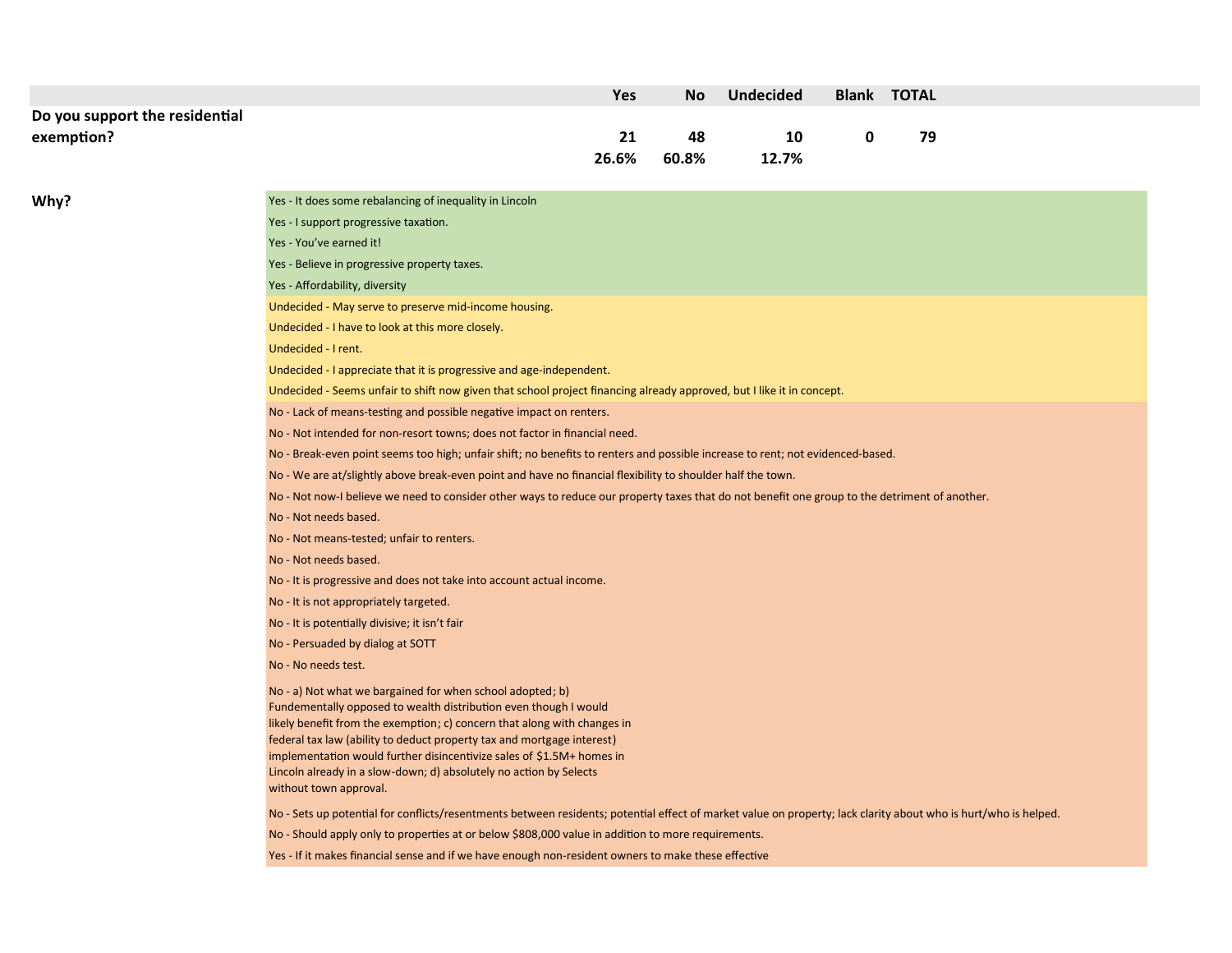| | Yes | No | Undecided | Blank | TOTAL |
|---|---|---|---|---|---|
| **Do you support the residential exemption?** | **21** | **48** | **10** | **0** | **79** |
| | **26.6%** | **60.8%** | **12.7%** | | |

**Why?**

Yes - It does some rebalancing of inequality in Lincoln

Yes - I support progressive taxation.

Yes - You've earned it!

Yes - Believe in progressive property taxes.

Yes - Affordability, diversity

Undecided - May serve to preserve mid-income housing.

Undecided - I have to look at this more closely.

Undecided - I rent.

Undecided - I appreciate that it is progressive and age-independent.

Undecided - Seems unfair to shift now given that school project financing already approved, but I like it in concept.

No - Lack of means-testing and possible negative impact on renters.

No - Not intended for non-resort towns; does not factor in financial need.

No - Break-even point seems too high; unfair shift; no benefits to renters and possible increase to rent; not evidenced-based.

No - We are at/slightly above break-even point and have no financial flexibility to shoulder half the town.

No - Not now-I believe we need to consider other ways to reduce our property taxes that do not benefit one group to the detriment of another.

No - Not needs based.

No - Not means-tested; unfair to renters.

No - Not needs based.

No - It is progressive and does not take into account actual income.

No - It is not appropriately targeted.

No - It is potentially divisive; it isn't fair

No - Persuaded by dialog at SOTT

No - No needs test.

No - a) Not what we bargained for when school adopted; b) Fundementally opposed to wealth distribution even though I would likely benefit from the exemption; c) concern that along with changes in federal tax law (ability to deduct property tax and mortgage interest) implementation would further disincentivize sales of $1.5M+ homes in Lincoln already in a slow-down; d) absolutely no action by Selects without town approval.

No - Sets up potential for conflicts/resentments between residents; potential effect of market value on property; lack clarity about who is hurt/who is helped.

No - Should apply only to properties at or below $808,000 value in addition to more requirements.

Yes - If it makes financial sense and if we have enough non-resident owners to make these effective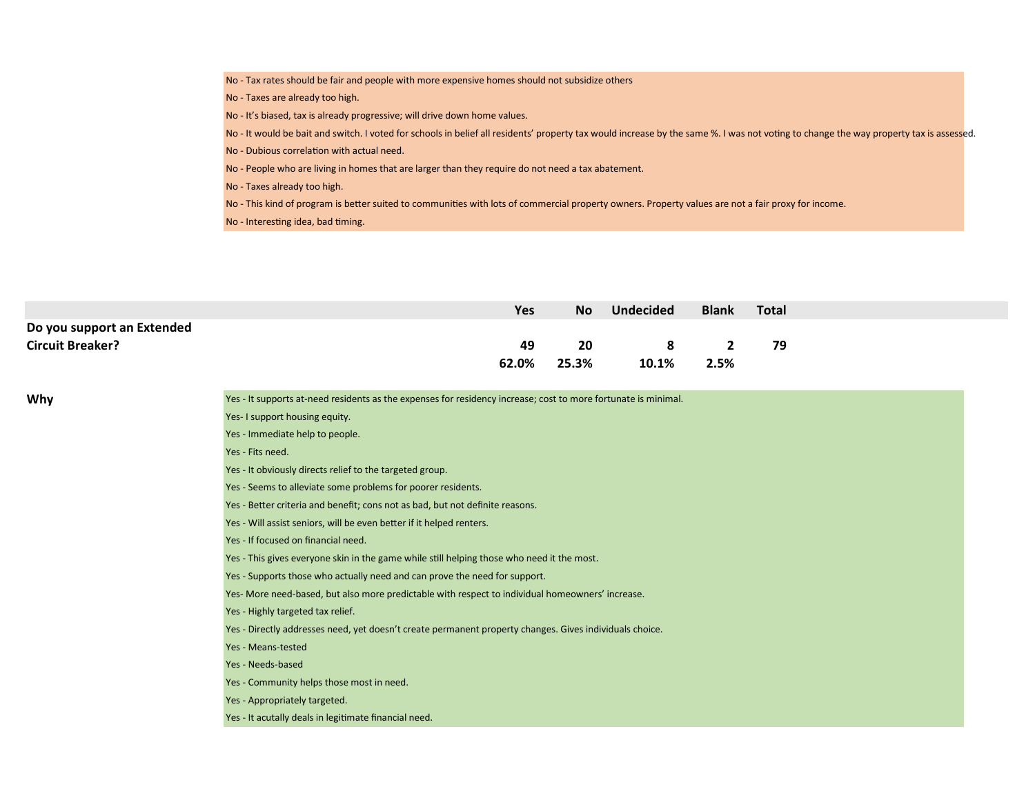No - Tax rates should be fair and people with more expensive homes should not subsidize others

No - Taxes are already too high.

No - It's biased, tax is already progressive; will drive down home values.

No - It would be bait and switch. I voted for schools in belief all residents' property tax would increase by the same %. I was not voting to change the way property tax is assessed.

No - Dubious correlation with actual need.

No - People who are living in homes that are larger than they require do not need a tax abatement.

No - Taxes already too high.

No - This kind of program is better suited to communities with lots of commercial property owners. Property values are not a fair proxy for income.

No - Interesting idea, bad timing.

| | Yes | No | Undecided | Blank | Total |
|---|---|---|---|---|---|
| **Do you support an Extended Circuit Breaker?** | **49** | **20** | **8** | **2** | **79** |
| | **62.0%** | **25.3%** | **10.1%** | **2.5%** | |

**Why**

Yes - It supports at-need residents as the expenses for residency increase; cost to more fortunate is minimal.

Yes- I support housing equity.

Yes - Immediate help to people.

Yes - Fits need.

Yes - It obviously directs relief to the targeted group.

Yes - Seems to alleviate some problems for poorer residents.

Yes - Better criteria and benefit; cons not as bad, but not definite reasons.

Yes - Will assist seniors, will be even better if it helped renters.

Yes - If focused on financial need.

Yes - This gives everyone skin in the game while still helping those who need it the most.

Yes - Supports those who actually need and can prove the need for support.

Yes- More need-based, but also more predictable with respect to individual homeowners' increase.

Yes - Highly targeted tax relief.

Yes - Directly addresses need, yet doesn't create permanent property changes. Gives individuals choice.

Yes - Means-tested

Yes - Needs-based

Yes - Community helps those most in need.

Yes - Appropriately targeted.

Yes - It acutally deals in legitimate financial need.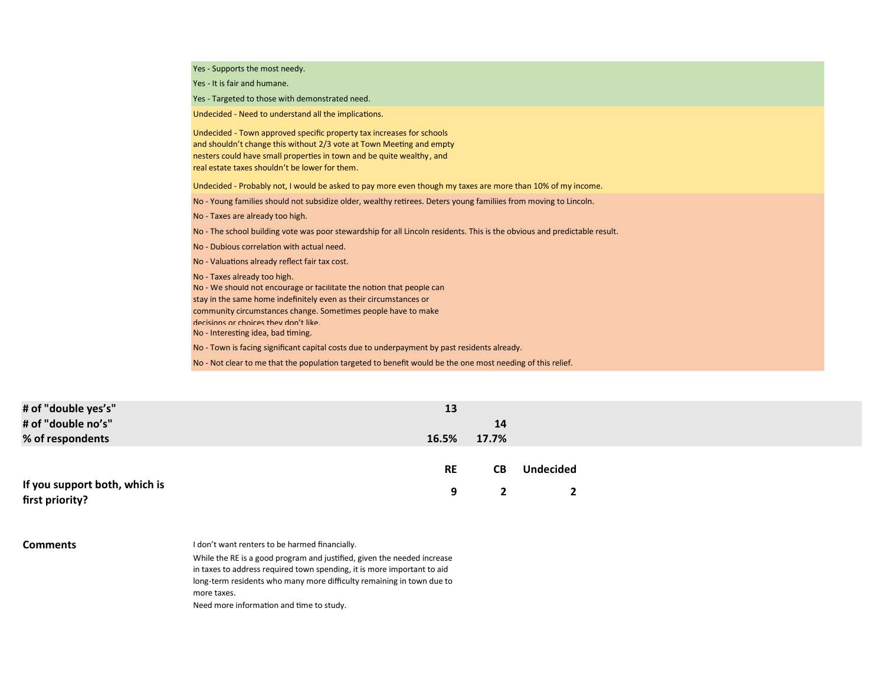Yes - Supports the most needy.

Yes - It is fair and humane.

Yes - Targeted to those with demonstrated need.

Undecided - Need to understand all the implications.

Undecided - Town approved specific property tax increases for schools and shouldn't change this without 2/3 vote at Town Meeting and empty nesters could have small properties in town and be quite wealthy, and real estate taxes shouldn't be lower for them.

Undecided - Probably not, I would be asked to pay more even though my taxes are more than 10% of my income.

No - Young families should not subsidize older, wealthy retirees. Deters young familiies from moving to Lincoln.

No - Taxes are already too high.

No - The school building vote was poor stewardship for all Lincoln residents. This is the obvious and predictable result.

No - Dubious correlation with actual need.

No - Valuations already reflect fair tax cost.

No - Taxes already too high.

No - We should not encourage or facilitate the notion that people can stay in the same home indefinitely even as their circumstances or community circumstances change. Sometimes people have to make decisions or choices they don't like.

No - Interesting idea, bad timing.

No - Town is facing significant capital costs due to underpayment by past residents already.

No - Not clear to me that the population targeted to benefit would be the one most needing of this relief.

| | | | |
|---|---|---|---|
| **# of "double yes's"** | **13** | | |
| **# of "double no's"** | | **14** | |
| **% of respondents** | **16.5%** | **17.7%** | |

| | **RE** | **CB** | **Undecided** |
|---|---|---|---|
| **If you support both, which is first priority?** | **9** | **2** | **2** |

**Comments**

I don't want renters to be harmed financially.

While the RE is a good program and justified, given the needed increase in taxes to address required town spending, it is more important to aid long-term residents who many more difficulty remaining in town due to more taxes.

Need more information and time to study.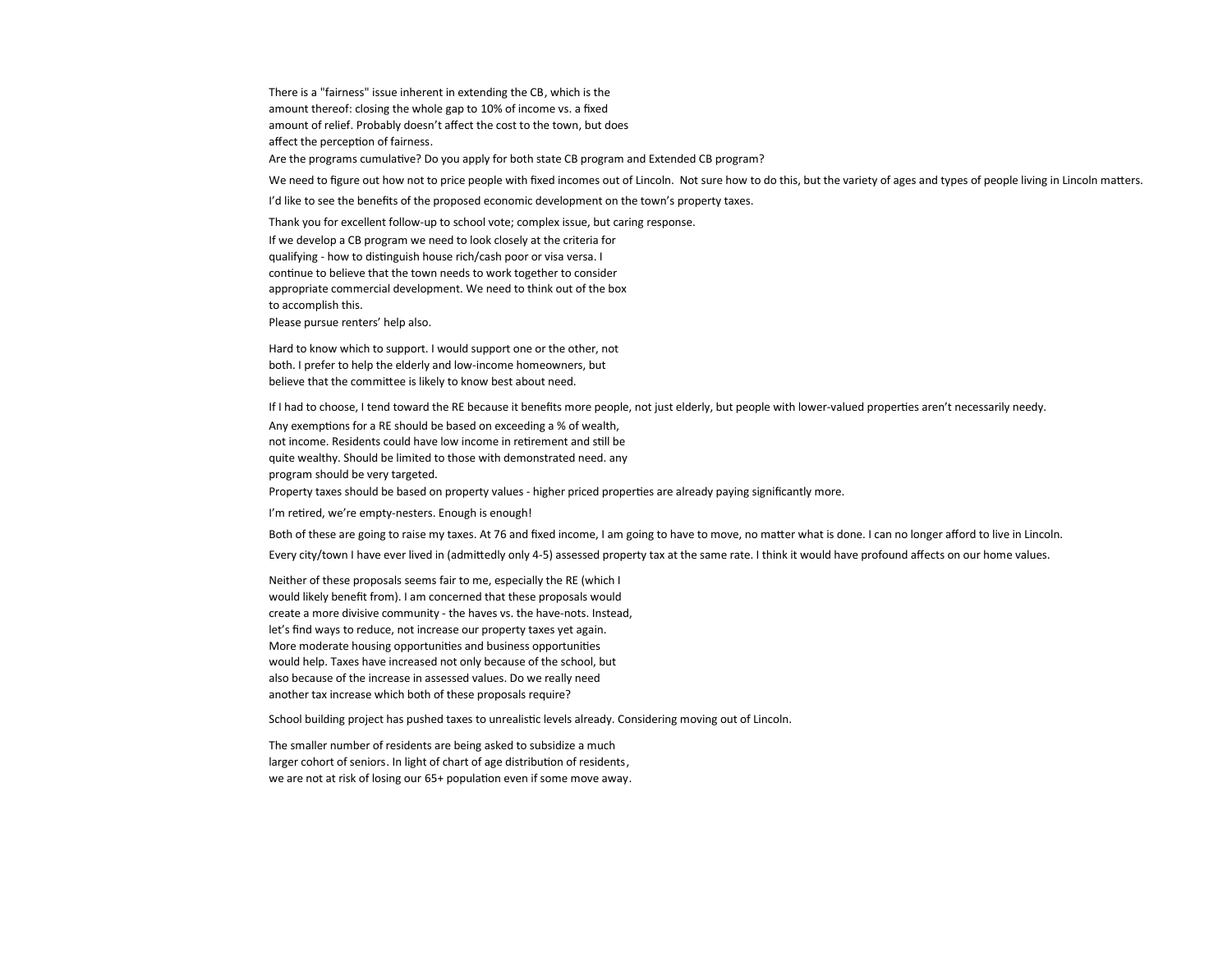There is a "fairness" issue inherent in extending the CB, which is the amount thereof: closing the whole gap to 10% of income vs. a fixed amount of relief. Probably doesn't affect the cost to the town, but does affect the perception of fairness.
Are the programs cumulative? Do you apply for both state CB program and Extended CB program?

We need to figure out how not to price people with fixed incomes out of Lincoln. Not sure how to do this, but the variety of ages and types of people living in Lincoln matters.

I'd like to see the benefits of the proposed economic development on the town's property taxes.

Thank you for excellent follow-up to school vote; complex issue, but caring response.

If we develop a CB program we need to look closely at the criteria for qualifying - how to distinguish house rich/cash poor or visa versa. I continue to believe that the town needs to work together to consider appropriate commercial development. We need to think out of the box to accomplish this.
Please pursue renters' help also.

Hard to know which to support. I would support one or the other, not both. I prefer to help the elderly and low-income homeowners, but believe that the committee is likely to know best about need.

If I had to choose, I tend toward the RE because it benefits more people, not just elderly, but people with lower-valued properties aren't necessarily needy.

Any exemptions for a RE should be based on exceeding a % of wealth, not income. Residents could have low income in retirement and still be quite wealthy. Should be limited to those with demonstrated need. any program should be very targeted.
Property taxes should be based on property values - higher priced properties are already paying significantly more.

I'm retired, we're empty-nesters. Enough is enough!

Both of these are going to raise my taxes. At 76 and fixed income, I am going to have to move, no matter what is done. I can no longer afford to live in Lincoln.

Every city/town I have ever lived in (admittedly only 4-5) assessed property tax at the same rate. I think it would have profound affects on our home values.

Neither of these proposals seems fair to me, especially the RE (which I would likely benefit from). I am concerned that these proposals would create a more divisive community - the haves vs. the have-nots. Instead, let's find ways to reduce, not increase our property taxes yet again. More moderate housing opportunities and business opportunities would help. Taxes have increased not only because of the school, but also because of the increase in assessed values. Do we really need another tax increase which both of these proposals require?

School building project has pushed taxes to unrealistic levels already. Considering moving out of Lincoln.

The smaller number of residents are being asked to subsidize a much larger cohort of seniors. In light of chart of age distribution of residents, we are not at risk of losing our 65+ population even if some move away.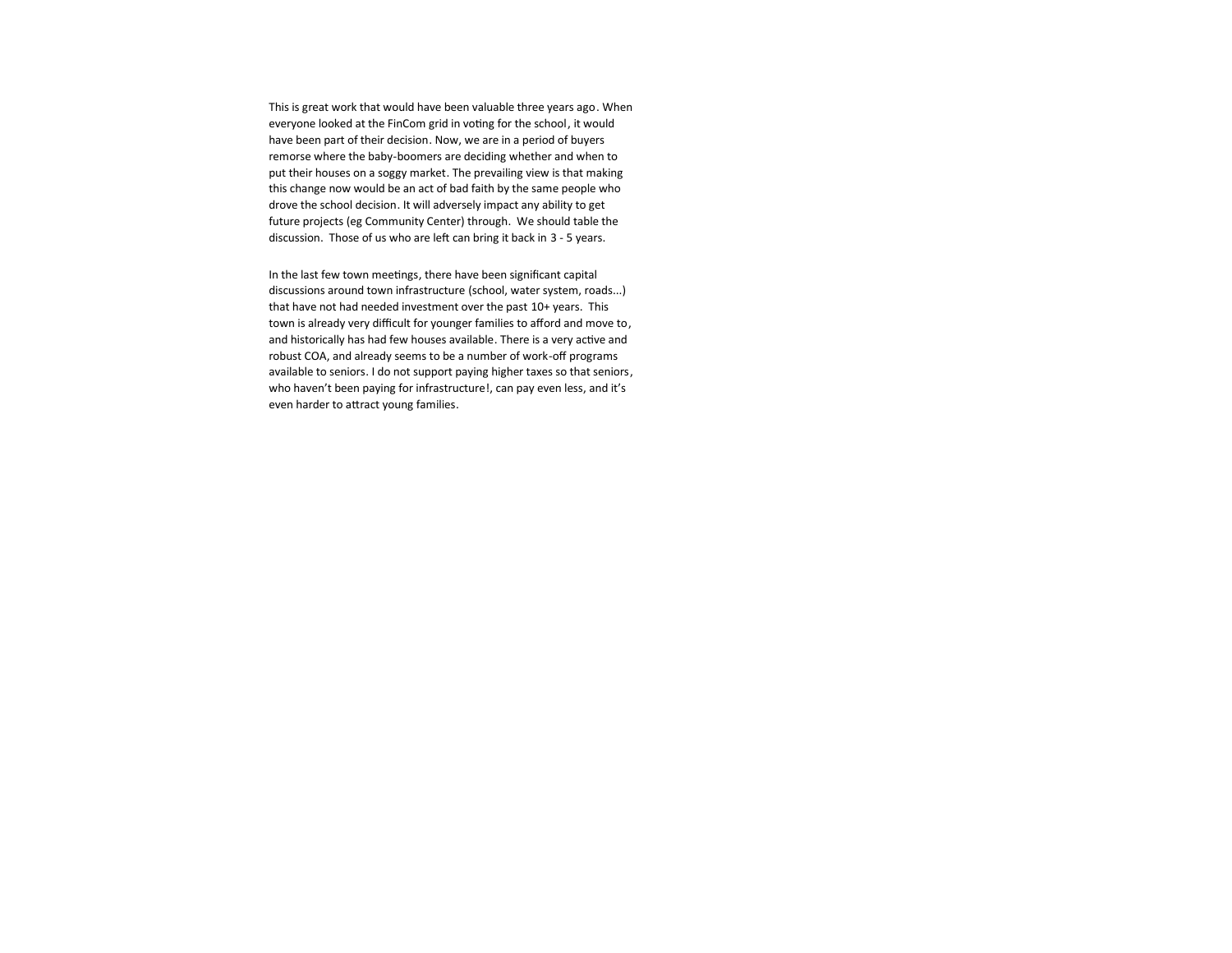This is great work that would have been valuable three years ago. When everyone looked at the FinCom grid in voting for the school, it would have been part of their decision. Now, we are in a period of buyers remorse where the baby-boomers are deciding whether and when to put their houses on a soggy market. The prevailing view is that making this change now would be an act of bad faith by the same people who drove the school decision. It will adversely impact any ability to get future projects (eg Community Center) through. We should table the discussion. Those of us who are left can bring it back in 3 - 5 years.

In the last few town meetings, there have been significant capital discussions around town infrastructure (school, water system, roads...) that have not had needed investment over the past 10+ years. This town is already very difficult for younger families to afford and move to, and historically has had few houses available. There is a very active and robust COA, and already seems to be a number of work-off programs available to seniors. I do not support paying higher taxes so that seniors, who haven't been paying for infrastructure!, can pay even less, and it's even harder to attract young families.